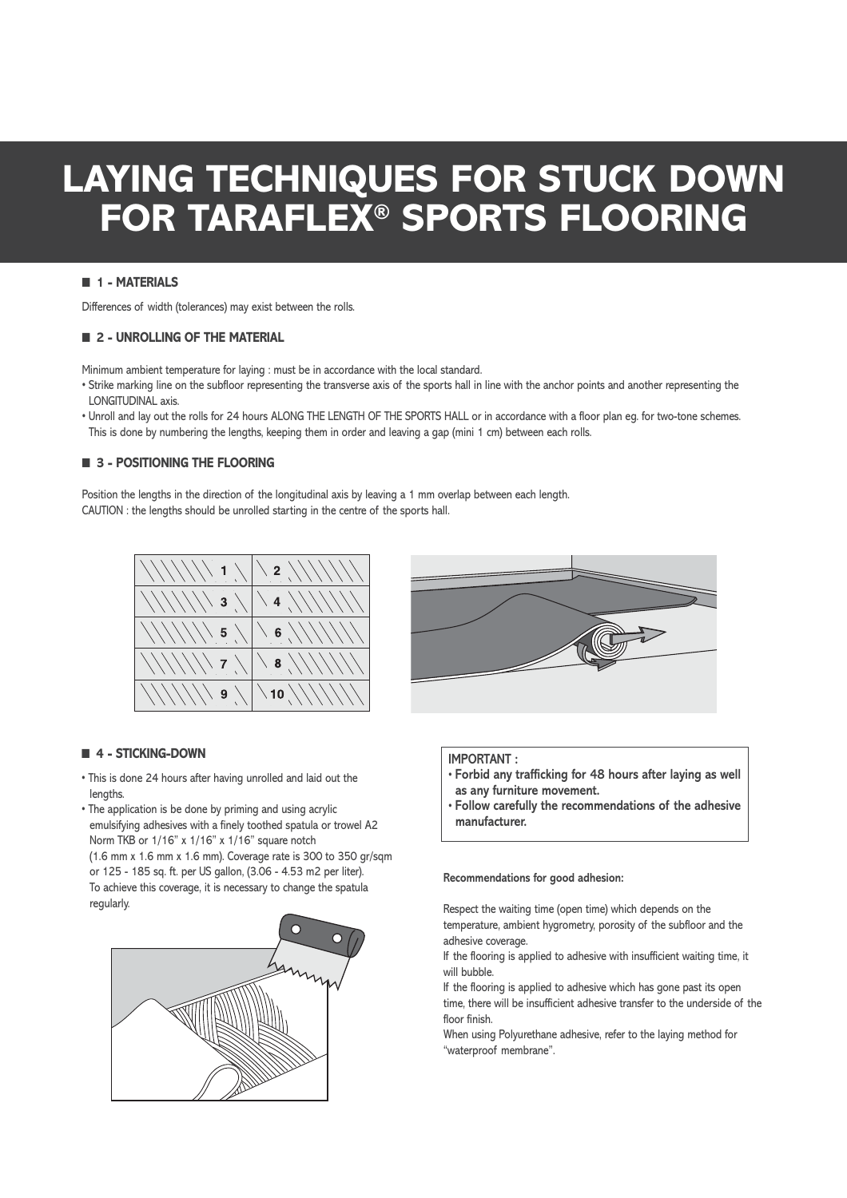# LAYING TECHNIQUES FOR STUCK DOWN FOR TARAFLEX® SPORTS FLOORING

## 1 - MATERIALS

Differences of width (tolerances) may exist between the rolls.

## 2 - UNROLLING OF THE MATERIAL

Minimum ambient temperature for laying : must be in accordance with the local standard.

- Strike marking line on the subfloor representing the transverse axis of the sports hall in line with the anchor points and another representing the LONGITUDINAL axis.
- Unroll and lay out the rolls for 24 hours ALONG THE LENGTH OF THE SPORTS HALL or in accordance with a floor plan eg. for two-tone schemes. This is done by numbering the lengths, keeping them in order and leaving a gap (mini 1 cm) between each rolls.

## 3 - POSITIONING THE FLOORING

Position the lengths in the direction of the longitudinal axis by leaving a 1 mm overlap between each length.
CAUTION : the lengths should be unrolled starting in the centre of the sports hall.

| | |
|---|---|
| 1 | 2 |
| 3 | 4 |
| 5 | 6 |
| 7 | 8 |
| 9 | 10 |

## 4 - STICKING-DOWN

- This is done 24 hours after having unrolled and laid out the lengths.
- The application is be done by priming and using acrylic emulsifying adhesives with a finely toothed spatula or trowel A2 Norm TKB or 1/16" x 1/16" x 1/16" square notch (1.6 mm x 1.6 mm x 1.6 mm). Coverage rate is 300 to 350 gr/sqm or 125 - 185 sq. ft. per US gallon, (3.06 - 4.53 m2 per liter). To achieve this coverage, it is necessary to change the spatula regularly.

IMPORTANT :

- **Forbid any trafficking for 48 hours after laying as well as any furniture movement.**
- **Follow carefully the recommendations of the adhesive manufacturer.**

**Recommendations for good adhesion:**

Respect the waiting time (open time) which depends on the temperature, ambient hygrometry, porosity of the subfloor and the adhesive coverage.
If the flooring is applied to adhesive with insufficient waiting time, it will bubble.
If the flooring is applied to adhesive which has gone past its open time, there will be insufficient adhesive transfer to the underside of the floor finish.
When using Polyurethane adhesive, refer to the laying method for "waterproof membrane".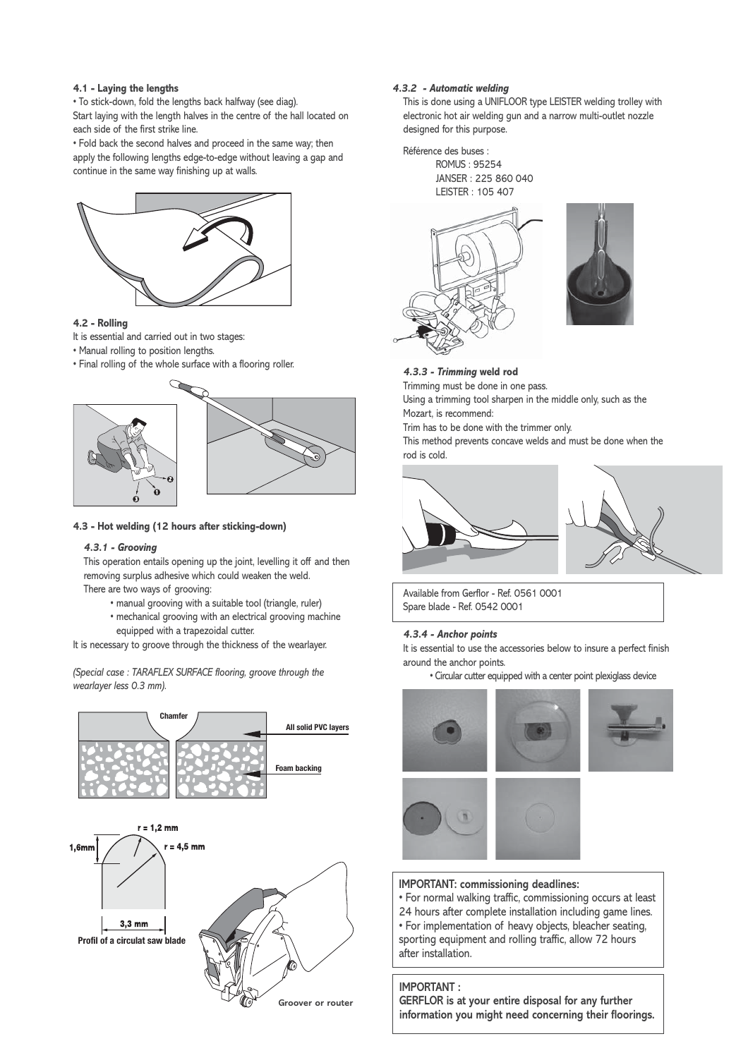#### 4.1 - Laying the lengths

- To stick-down, fold the lengths back halfway (see diag).

Start laying with the length halves in the centre of the hall located on each side of the first strike line.

- Fold back the second halves and proceed in the same way; then apply the following lengths edge-to-edge without leaving a gap and continue in the same way finishing up at walls.

#### 4.2 - Rolling

It is essential and carried out in two stages:

- Manual rolling to position lengths.
- Final rolling of the whole surface with a flooring roller.

#### 4.3 - Hot welding (12 hours after sticking-down)

##### *4.3.1 - Grooving*

This operation entails opening up the joint, levelling it off and then removing surplus adhesive which could weaken the weld.

There are two ways of grooving:

- manual grooving with a suitable tool (triangle, ruler)
- mechanical grooving with an electrical grooving machine equipped with a trapezoidal cutter.

It is necessary to groove through the thickness of the wearlayer.

*(Special case : TARAFLEX SURFACE flooring, groove through the wearlayer less 0.3 mm).*

Chamfer

All solid PVC layers

Foam backing

r = 1,2 mm

1,6mm

r = 4,5 mm

3,3 mm

Profil of a circulat saw blade

Groover or router

##### *4.3.2 - Automatic welding*

This is done using a UNIFLOOR type LEISTER welding trolley with electronic hot air welding gun and a narrow multi-outlet nozzle designed for this purpose.

Référence des buses :

ROMUS : 95254
JANSER : 225 860 040
LEISTER : 105 407

##### *4.3.3 - Trimming* weld rod

Trimming must be done in one pass.

Using a trimming tool sharpen in the middle only, such as the Mozart, is recommend:

Trim has to be done with the trimmer only.

This method prevents concave welds and must be done when the rod is cold.

Available from Gerflor - Ref. 0561 0001
Spare blade - Ref. 0542 0001

##### *4.3.4 - Anchor points*

It is essential to use the accessories below to insure a perfect finish around the anchor points.

- Circular cutter equipped with a center point plexiglass device

**IMPORTANT: commissioning deadlines:**

- For normal walking traffic, commissioning occurs at least 24 hours after complete installation including game lines.
- For implementation of heavy objects, bleacher seating, sporting equipment and rolling traffic, allow 72 hours after installation.

**IMPORTANT :**
**GERFLOR is at your entire disposal for any further information you might need concerning their floorings.**